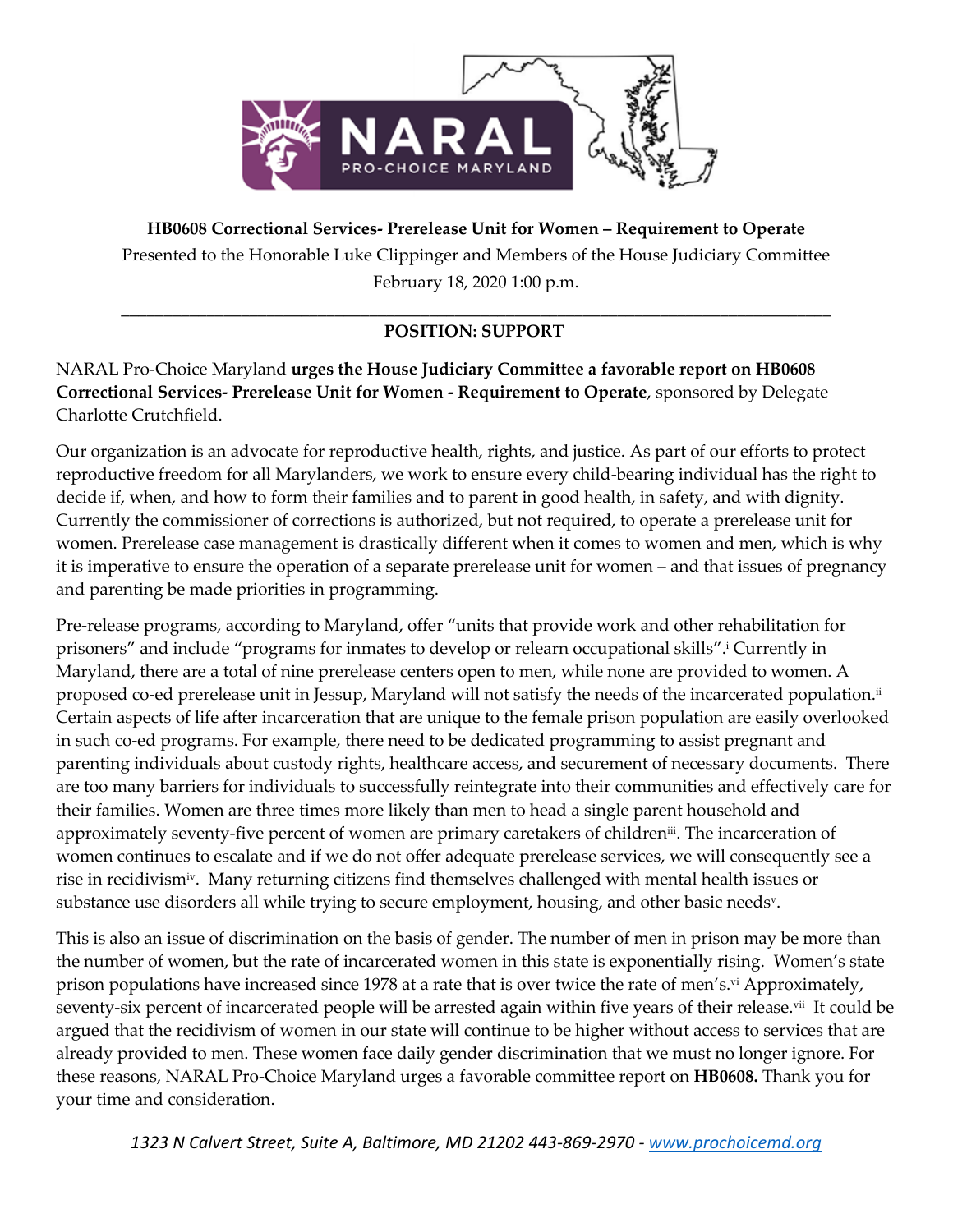**HB0608 Correctional Services- Prerelease Unit for Women – Requirement to Operate**

Presented to the Honorable Luke Clippinger and Members of the House Judiciary Committee

February 18, 2020 1:00 p.m.

---

**POSITION: SUPPORT**

NARAL Pro-Choice Maryland **urges the House Judiciary Committee a favorable report on HB0608 Correctional Services- Prerelease Unit for Women - Requirement to Operate**, sponsored by Delegate Charlotte Crutchfield.

Our organization is an advocate for reproductive health, rights, and justice. As part of our efforts to protect reproductive freedom for all Marylanders, we work to ensure every child-bearing individual has the right to decide if, when, and how to form their families and to parent in good health, in safety, and with dignity. Currently the commissioner of corrections is authorized, but not required, to operate a prerelease unit for women. Prerelease case management is drastically different when it comes to women and men, which is why it is imperative to ensure the operation of a separate prerelease unit for women – and that issues of pregnancy and parenting be made priorities in programming.

Pre-release programs, according to Maryland, offer "units that provide work and other rehabilitation for prisoners" and include "programs for inmates to develop or relearn occupational skills".[i] Currently in Maryland, there are a total of nine prerelease centers open to men, while none are provided to women. A proposed co-ed prerelease unit in Jessup, Maryland will not satisfy the needs of the incarcerated population.[ii] Certain aspects of life after incarceration that are unique to the female prison population are easily overlooked in such co-ed programs. For example, there need to be dedicated programming to assist pregnant and parenting individuals about custody rights, healthcare access, and securement of necessary documents. There are too many barriers for individuals to successfully reintegrate into their communities and effectively care for their families. Women are three times more likely than men to head a single parent household and approximately seventy-five percent of women are primary caretakers of children[iii]. The incarceration of women continues to escalate and if we do not offer adequate prerelease services, we will consequently see a rise in recidivism[iv]. Many returning citizens find themselves challenged with mental health issues or substance use disorders all while trying to secure employment, housing, and other basic needs[v].

This is also an issue of discrimination on the basis of gender. The number of men in prison may be more than the number of women, but the rate of incarcerated women in this state is exponentially rising. Women's state prison populations have increased since 1978 at a rate that is over twice the rate of men's.[vi] Approximately, seventy-six percent of incarcerated people will be arrested again within five years of their release.[vii] It could be argued that the recidivism of women in our state will continue to be higher without access to services that are already provided to men. These women face daily gender discrimination that we must no longer ignore. For these reasons, NARAL Pro-Choice Maryland urges a favorable committee report on **HB0608.** Thank you for your time and consideration.

*1323 N Calvert Street, Suite A, Baltimore, MD 21202 443-869-2970 - www.prochoicemd.org*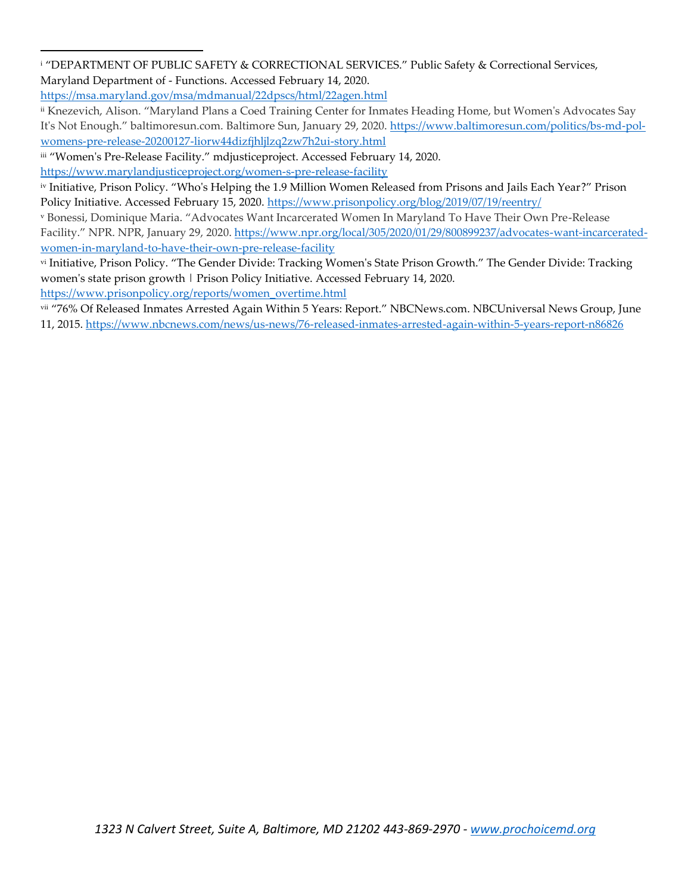[i] "DEPARTMENT OF PUBLIC SAFETY & CORRECTIONAL SERVICES." Public Safety & Correctional Services, Maryland Department of - Functions. Accessed February 14, 2020. https://msa.maryland.gov/msa/mdmanual/22dpscs/html/22agen.html

[ii] Knezevich, Alison. "Maryland Plans a Coed Training Center for Inmates Heading Home, but Women's Advocates Say It's Not Enough." baltimoresun.com. Baltimore Sun, January 29, 2020. https://www.baltimoresun.com/politics/bs-md-pol-womens-pre-release-20200127-liorw44dizfjhljlzq2zw7h2ui-story.html

[iii] "Women's Pre-Release Facility." mdjusticeproject. Accessed February 14, 2020. https://www.marylandjusticeproject.org/women-s-pre-release-facility

[iv] Initiative, Prison Policy. "Who's Helping the 1.9 Million Women Released from Prisons and Jails Each Year?" Prison Policy Initiative. Accessed February 15, 2020. https://www.prisonpolicy.org/blog/2019/07/19/reentry/

[v] Bonessi, Dominique Maria. "Advocates Want Incarcerated Women In Maryland To Have Their Own Pre-Release Facility." NPR. NPR, January 29, 2020. https://www.npr.org/local/305/2020/01/29/800899237/advocates-want-incarcerated-women-in-maryland-to-have-their-own-pre-release-facility

[vi] Initiative, Prison Policy. "The Gender Divide: Tracking Women's State Prison Growth." The Gender Divide: Tracking women's state prison growth | Prison Policy Initiative. Accessed February 14, 2020. https://www.prisonpolicy.org/reports/women_overtime.html

[vii] "76% Of Released Inmates Arrested Again Within 5 Years: Report." NBCNews.com. NBCUniversal News Group, June 11, 2015. https://www.nbcnews.com/news/us-news/76-released-inmates-arrested-again-within-5-years-report-n86826

*1323 N Calvert Street, Suite A, Baltimore, MD 21202 443-869-2970 - www.prochoicemd.org*